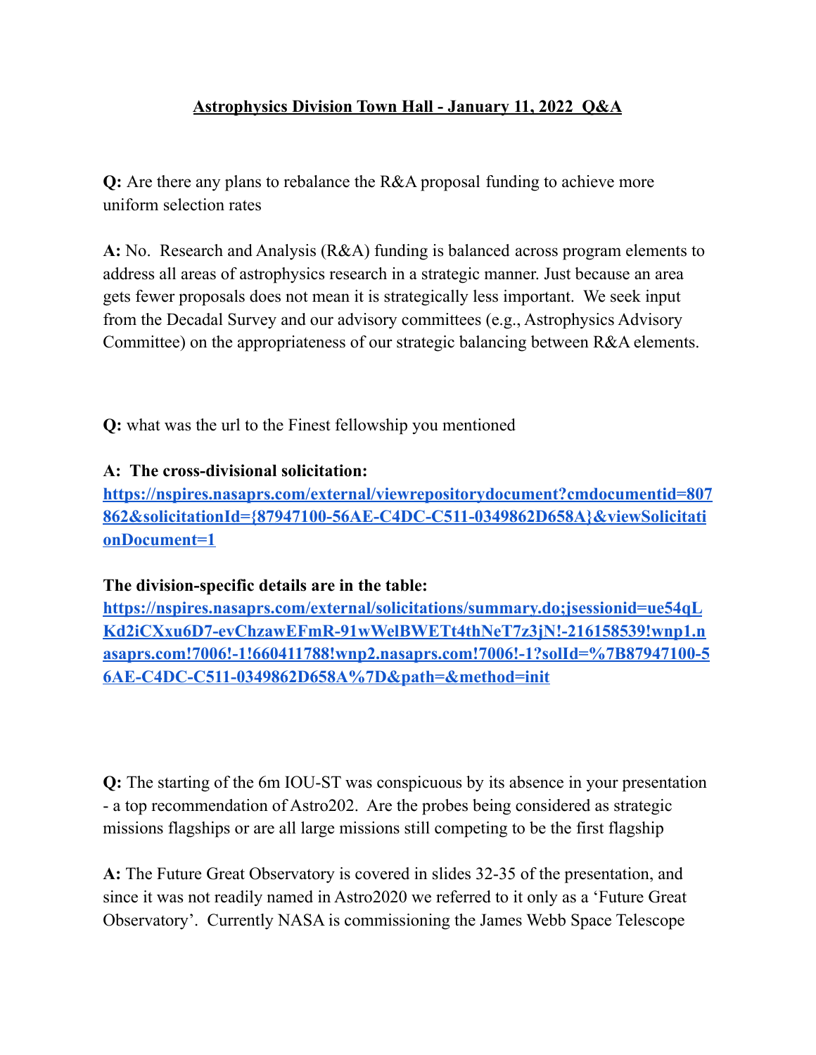# Astrophysics Division Town Hall - January 11, 2022 Q&A

**Q:** Are there any plans to rebalance the R&A proposal funding to achieve more uniform selection rates

**A:** No. Research and Analysis (R&A) funding is balanced across program elements to address all areas of astrophysics research in a strategic manner. Just because an area gets fewer proposals does not mean it is strategically less important. We seek input from the Decadal Survey and our advisory committees (e.g., Astrophysics Advisory Committee) on the appropriateness of our strategic balancing between R&A elements.

**Q:** what was the url to the Finest fellowship you mentioned

**A: The cross-divisional solicitation:**
**https://nspires.nasaprs.com/external/viewrepositorydocument?cmdocumentid=807862&solicitationId={87947100-56AE-C4DC-C511-0349862D658A}&viewSolicitationDocument=1**

**The division-specific details are in the table:**
**https://nspires.nasaprs.com/external/solicitations/summary.do;jsessionid=ue54qLKd2iCXxu6D7-evChzawEFmR-91wWelBWETt4thNeT7z3jN!-216158539!wnp1.nasaprs.com!7006!-1!660411788!wnp2.nasaprs.com!7006!-1?solId=%7B87947100-56AE-C4DC-C511-0349862D658A%7D&path=&method=init**

**Q:** The starting of the 6m IOU-ST was conspicuous by its absence in your presentation - a top recommendation of Astro202. Are the probes being considered as strategic missions flagships or are all large missions still competing to be the first flagship

**A:** The Future Great Observatory is covered in slides 32-35 of the presentation, and since it was not readily named in Astro2020 we referred to it only as a 'Future Great Observatory'. Currently NASA is commissioning the James Webb Space Telescope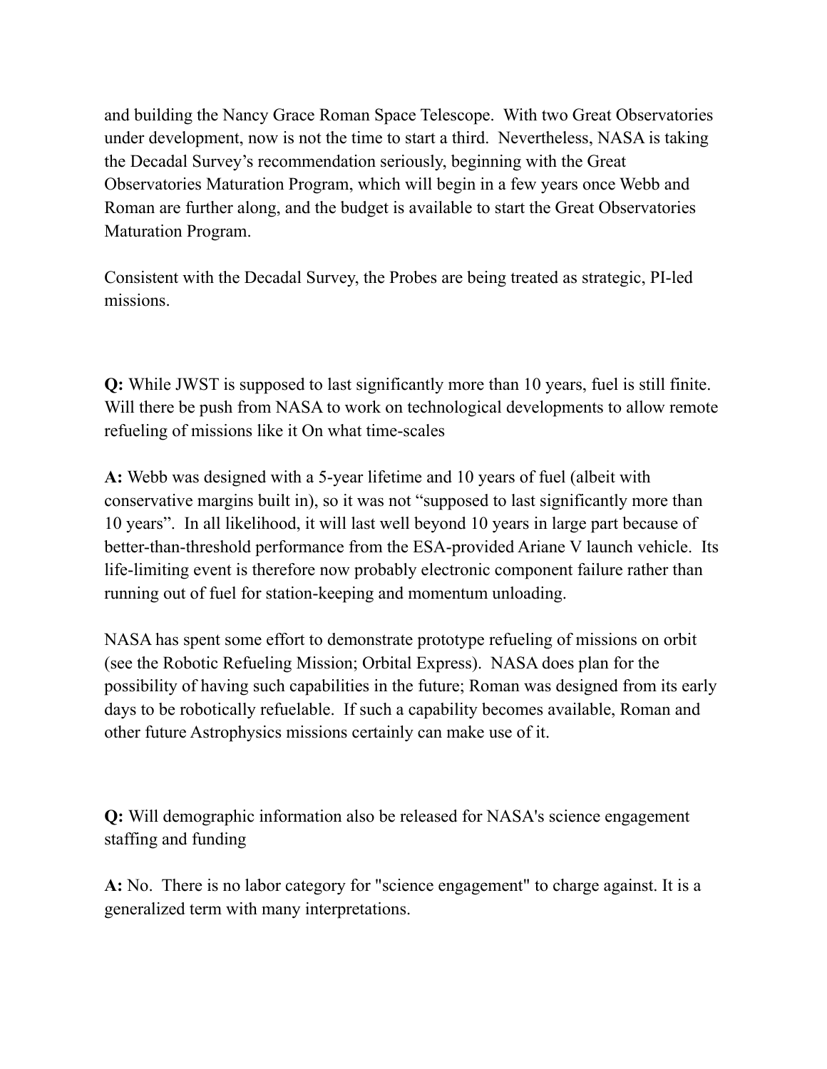and building the Nancy Grace Roman Space Telescope. With two Great Observatories under development, now is not the time to start a third. Nevertheless, NASA is taking the Decadal Survey's recommendation seriously, beginning with the Great Observatories Maturation Program, which will begin in a few years once Webb and Roman are further along, and the budget is available to start the Great Observatories Maturation Program.

Consistent with the Decadal Survey, the Probes are being treated as strategic, PI-led missions.

**Q:** While JWST is supposed to last significantly more than 10 years, fuel is still finite. Will there be push from NASA to work on technological developments to allow remote refueling of missions like it On what time-scales

**A:** Webb was designed with a 5-year lifetime and 10 years of fuel (albeit with conservative margins built in), so it was not "supposed to last significantly more than 10 years". In all likelihood, it will last well beyond 10 years in large part because of better-than-threshold performance from the ESA-provided Ariane V launch vehicle. Its life-limiting event is therefore now probably electronic component failure rather than running out of fuel for station-keeping and momentum unloading.

NASA has spent some effort to demonstrate prototype refueling of missions on orbit (see the Robotic Refueling Mission; Orbital Express). NASA does plan for the possibility of having such capabilities in the future; Roman was designed from its early days to be robotically refuelable. If such a capability becomes available, Roman and other future Astrophysics missions certainly can make use of it.

**Q:** Will demographic information also be released for NASA's science engagement staffing and funding

**A:** No. There is no labor category for "science engagement" to charge against. It is a generalized term with many interpretations.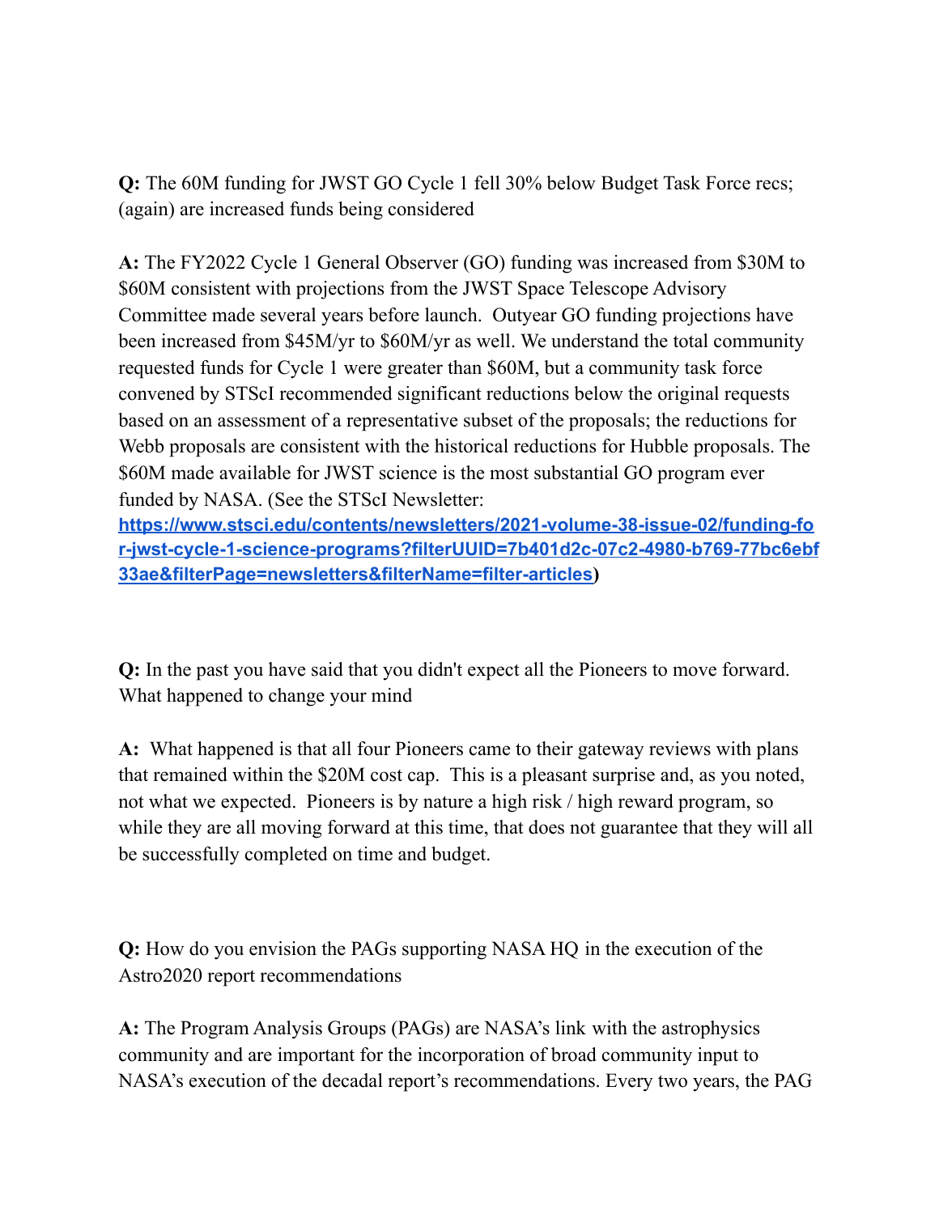**Q:** The 60M funding for JWST GO Cycle 1 fell 30% below Budget Task Force recs; (again) are increased funds being considered

**A:** The FY2022 Cycle 1 General Observer (GO) funding was increased from $30M to $60M consistent with projections from the JWST Space Telescope Advisory Committee made several years before launch. Outyear GO funding projections have been increased from $45M/yr to $60M/yr as well. We understand the total community requested funds for Cycle 1 were greater than $60M, but a community task force convened by STScI recommended significant reductions below the original requests based on an assessment of a representative subset of the proposals; the reductions for Webb proposals are consistent with the historical reductions for Hubble proposals. The $60M made available for JWST science is the most substantial GO program ever funded by NASA. (See the STScI Newsletter: [https://www.stsci.edu/contents/newsletters/2021-volume-38-issue-02/funding-for-jwst-cycle-1-science-programs?filterUUID=7b401d2c-07c2-4980-b769-77bc6ebf33ae&filterPage=newsletters&filterName=filter-articles](https://www.stsci.edu/contents/newsletters/2021-volume-38-issue-02/funding-for-jwst-cycle-1-science-programs?filterUUID=7b401d2c-07c2-4980-b769-77bc6ebf33ae&filterPage=newsletters&filterName=filter-articles))

**Q:** In the past you have said that you didn't expect all the Pioneers to move forward. What happened to change your mind

**A:** What happened is that all four Pioneers came to their gateway reviews with plans that remained within the $20M cost cap. This is a pleasant surprise and, as you noted, not what we expected. Pioneers is by nature a high risk / high reward program, so while they are all moving forward at this time, that does not guarantee that they will all be successfully completed on time and budget.

**Q:** How do you envision the PAGs supporting NASA HQ in the execution of the Astro2020 report recommendations

**A:** The Program Analysis Groups (PAGs) are NASA's link with the astrophysics community and are important for the incorporation of broad community input to NASA's execution of the decadal report's recommendations. Every two years, the PAG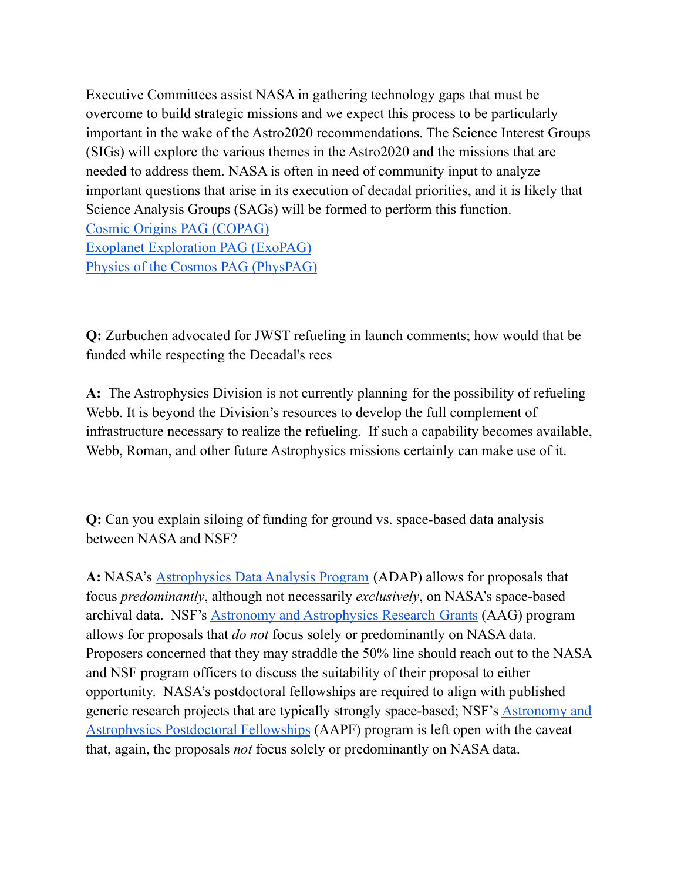Executive Committees assist NASA in gathering technology gaps that must be overcome to build strategic missions and we expect this process to be particularly important in the wake of the Astro2020 recommendations. The Science Interest Groups (SIGs) will explore the various themes in the Astro2020 and the missions that are needed to address them. NASA is often in need of community input to analyze important questions that arise in its execution of decadal priorities, and it is likely that Science Analysis Groups (SAGs) will be formed to perform this function.

Cosmic Origins PAG (COPAG)

Exoplanet Exploration PAG (ExoPAG)

Physics of the Cosmos PAG (PhysPAG)

**Q:** Zurbuchen advocated for JWST refueling in launch comments; how would that be funded while respecting the Decadal's recs

**A:** The Astrophysics Division is not currently planning for the possibility of refueling Webb. It is beyond the Division's resources to develop the full complement of infrastructure necessary to realize the refueling. If such a capability becomes available, Webb, Roman, and other future Astrophysics missions certainly can make use of it.

**Q:** Can you explain siloing of funding for ground vs. space-based data analysis between NASA and NSF?

**A:** NASA's Astrophysics Data Analysis Program (ADAP) allows for proposals that focus *predominantly*, although not necessarily *exclusively*, on NASA's space-based archival data. NSF's Astronomy and Astrophysics Research Grants (AAG) program allows for proposals that *do not* focus solely or predominantly on NASA data. Proposers concerned that they may straddle the 50% line should reach out to the NASA and NSF program officers to discuss the suitability of their proposal to either opportunity. NASA's postdoctoral fellowships are required to align with published generic research projects that are typically strongly space-based; NSF's Astronomy and Astrophysics Postdoctoral Fellowships (AAPF) program is left open with the caveat that, again, the proposals *not* focus solely or predominantly on NASA data.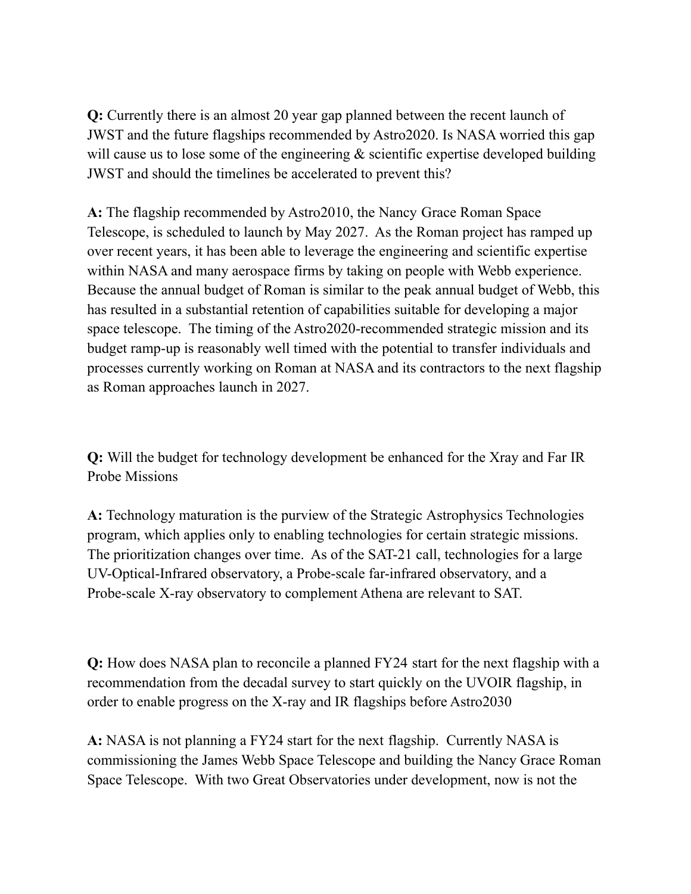**Q:** Currently there is an almost 20 year gap planned between the recent launch of JWST and the future flagships recommended by Astro2020. Is NASA worried this gap will cause us to lose some of the engineering & scientific expertise developed building JWST and should the timelines be accelerated to prevent this?

**A:** The flagship recommended by Astro2010, the Nancy Grace Roman Space Telescope, is scheduled to launch by May 2027. As the Roman project has ramped up over recent years, it has been able to leverage the engineering and scientific expertise within NASA and many aerospace firms by taking on people with Webb experience. Because the annual budget of Roman is similar to the peak annual budget of Webb, this has resulted in a substantial retention of capabilities suitable for developing a major space telescope. The timing of the Astro2020-recommended strategic mission and its budget ramp-up is reasonably well timed with the potential to transfer individuals and processes currently working on Roman at NASA and its contractors to the next flagship as Roman approaches launch in 2027.

**Q:** Will the budget for technology development be enhanced for the Xray and Far IR Probe Missions

**A:** Technology maturation is the purview of the Strategic Astrophysics Technologies program, which applies only to enabling technologies for certain strategic missions. The prioritization changes over time. As of the SAT-21 call, technologies for a large UV-Optical-Infrared observatory, a Probe-scale far-infrared observatory, and a Probe-scale X-ray observatory to complement Athena are relevant to SAT.

**Q:** How does NASA plan to reconcile a planned FY24 start for the next flagship with a recommendation from the decadal survey to start quickly on the UVOIR flagship, in order to enable progress on the X-ray and IR flagships before Astro2030

**A:** NASA is not planning a FY24 start for the next flagship. Currently NASA is commissioning the James Webb Space Telescope and building the Nancy Grace Roman Space Telescope. With two Great Observatories under development, now is not the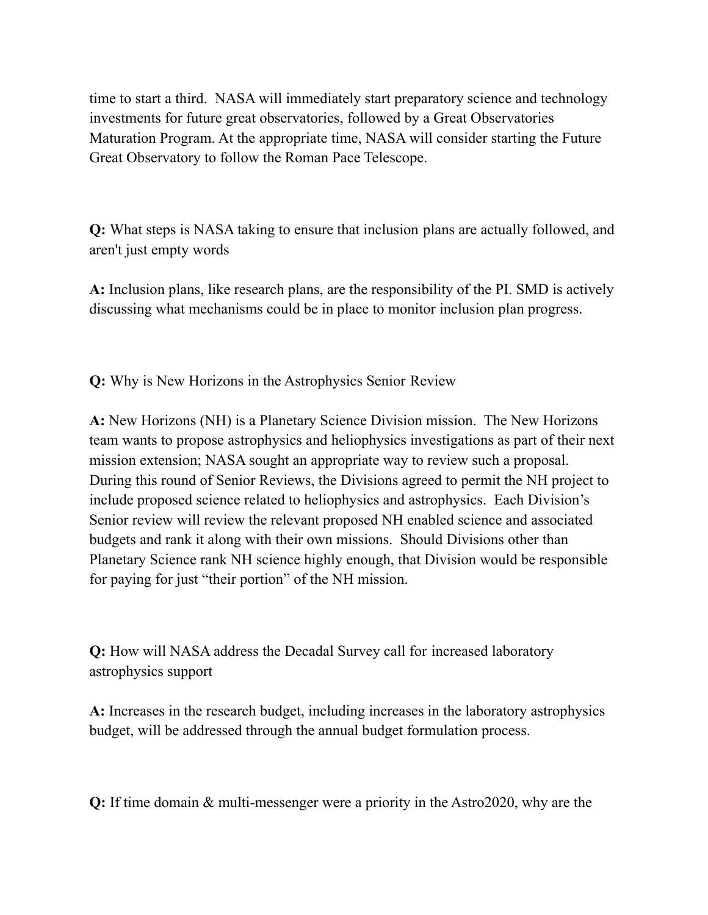time to start a third. NASA will immediately start preparatory science and technology investments for future great observatories, followed by a Great Observatories Maturation Program. At the appropriate time, NASA will consider starting the Future Great Observatory to follow the Roman Pace Telescope.

**Q:** What steps is NASA taking to ensure that inclusion plans are actually followed, and aren't just empty words

**A:** Inclusion plans, like research plans, are the responsibility of the PI. SMD is actively discussing what mechanisms could be in place to monitor inclusion plan progress.

**Q:** Why is New Horizons in the Astrophysics Senior Review

**A:** New Horizons (NH) is a Planetary Science Division mission. The New Horizons team wants to propose astrophysics and heliophysics investigations as part of their next mission extension; NASA sought an appropriate way to review such a proposal. During this round of Senior Reviews, the Divisions agreed to permit the NH project to include proposed science related to heliophysics and astrophysics. Each Division's Senior review will review the relevant proposed NH enabled science and associated budgets and rank it along with their own missions. Should Divisions other than Planetary Science rank NH science highly enough, that Division would be responsible for paying for just "their portion" of the NH mission.

**Q:** How will NASA address the Decadal Survey call for increased laboratory astrophysics support

**A:** Increases in the research budget, including increases in the laboratory astrophysics budget, will be addressed through the annual budget formulation process.

**Q:** If time domain & multi-messenger were a priority in the Astro2020, why are the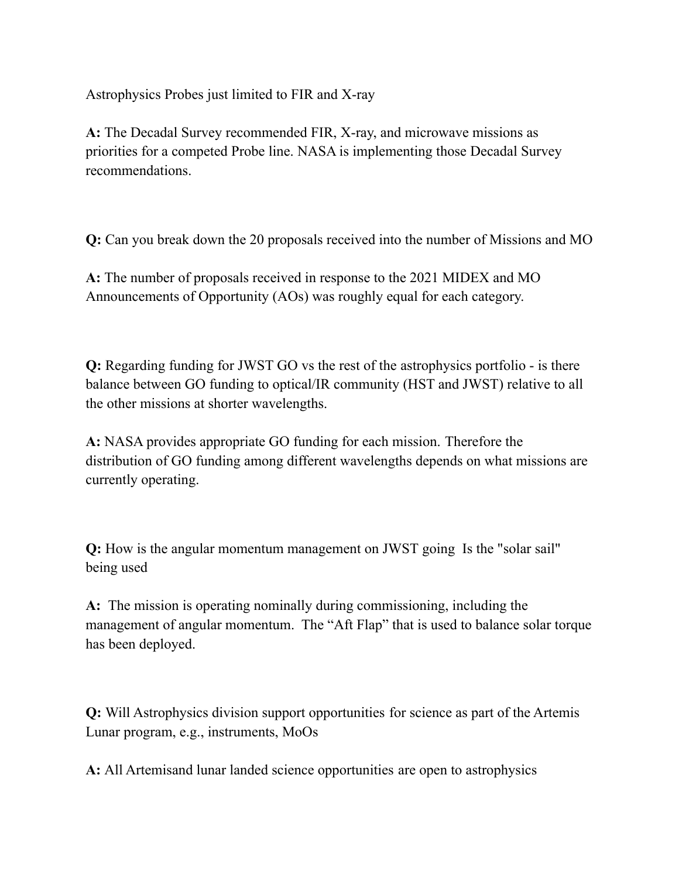Astrophysics Probes just limited to FIR and X-ray

**A:** The Decadal Survey recommended FIR, X-ray, and microwave missions as priorities for a competed Probe line. NASA is implementing those Decadal Survey recommendations.

**Q:** Can you break down the 20 proposals received into the number of Missions and MO

**A:** The number of proposals received in response to the 2021 MIDEX and MO Announcements of Opportunity (AOs) was roughly equal for each category.

**Q:** Regarding funding for JWST GO vs the rest of the astrophysics portfolio - is there balance between GO funding to optical/IR community (HST and JWST) relative to all the other missions at shorter wavelengths.

**A:** NASA provides appropriate GO funding for each mission. Therefore the distribution of GO funding among different wavelengths depends on what missions are currently operating.

**Q:** How is the angular momentum management on JWST going  Is the "solar sail" being used

**A:** The mission is operating nominally during commissioning, including the management of angular momentum. The "Aft Flap" that is used to balance solar torque has been deployed.

**Q:** Will Astrophysics division support opportunities for science as part of the Artemis Lunar program, e.g., instruments, MoOs

**A:** All Artemisand lunar landed science opportunities are open to astrophysics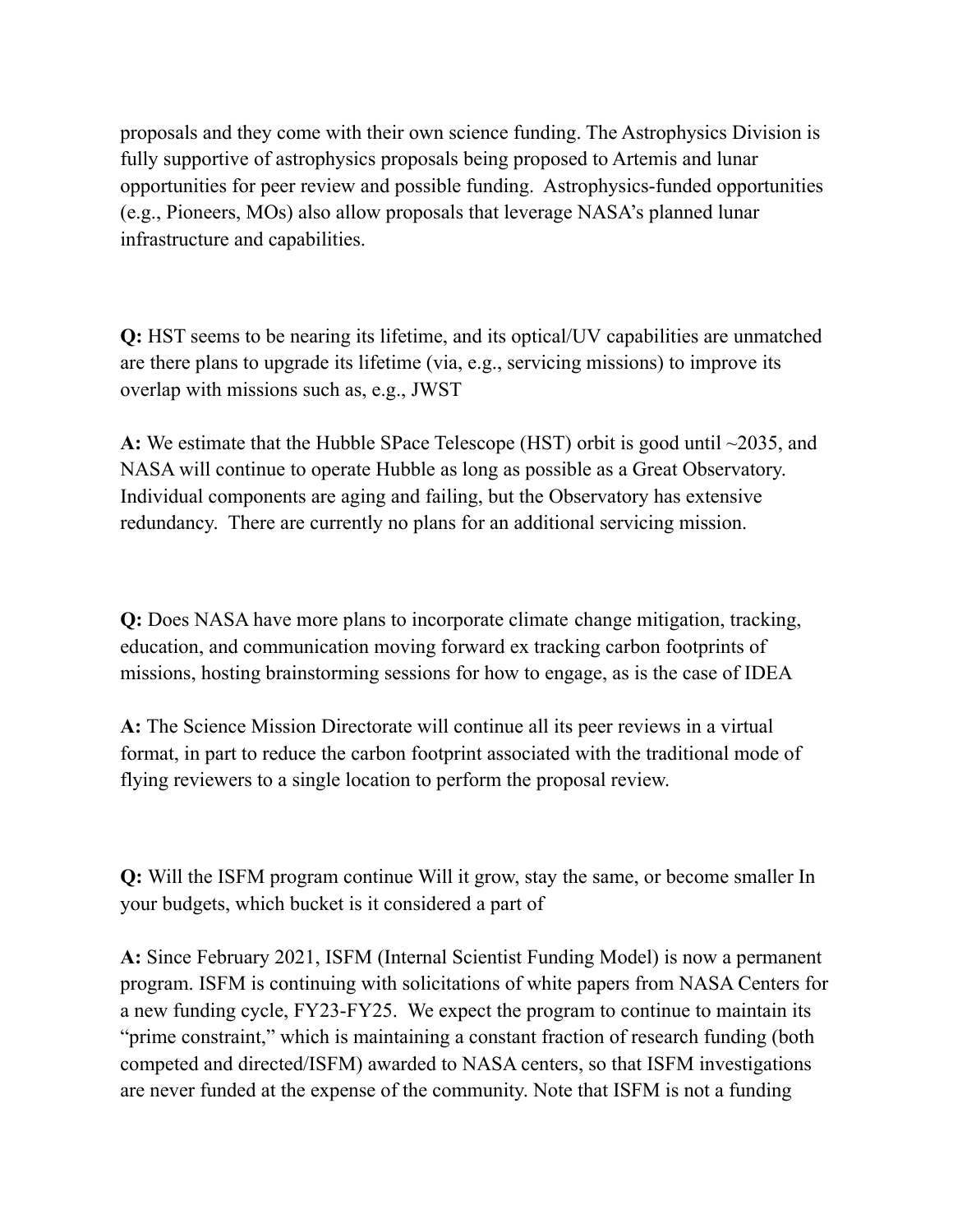proposals and they come with their own science funding. The Astrophysics Division is fully supportive of astrophysics proposals being proposed to Artemis and lunar opportunities for peer review and possible funding. Astrophysics-funded opportunities (e.g., Pioneers, MOs) also allow proposals that leverage NASA's planned lunar infrastructure and capabilities.

**Q:** HST seems to be nearing its lifetime, and its optical/UV capabilities are unmatched are there plans to upgrade its lifetime (via, e.g., servicing missions) to improve its overlap with missions such as, e.g., JWST

**A:** We estimate that the Hubble SPace Telescope (HST) orbit is good until ~2035, and NASA will continue to operate Hubble as long as possible as a Great Observatory. Individual components are aging and failing, but the Observatory has extensive redundancy. There are currently no plans for an additional servicing mission.

**Q:** Does NASA have more plans to incorporate climate change mitigation, tracking, education, and communication moving forward ex tracking carbon footprints of missions, hosting brainstorming sessions for how to engage, as is the case of IDEA

**A:** The Science Mission Directorate will continue all its peer reviews in a virtual format, in part to reduce the carbon footprint associated with the traditional mode of flying reviewers to a single location to perform the proposal review.

**Q:** Will the ISFM program continue Will it grow, stay the same, or become smaller In your budgets, which bucket is it considered a part of

**A:** Since February 2021, ISFM (Internal Scientist Funding Model) is now a permanent program. ISFM is continuing with solicitations of white papers from NASA Centers for a new funding cycle, FY23-FY25. We expect the program to continue to maintain its "prime constraint," which is maintaining a constant fraction of research funding (both competed and directed/ISFM) awarded to NASA centers, so that ISFM investigations are never funded at the expense of the community. Note that ISFM is not a funding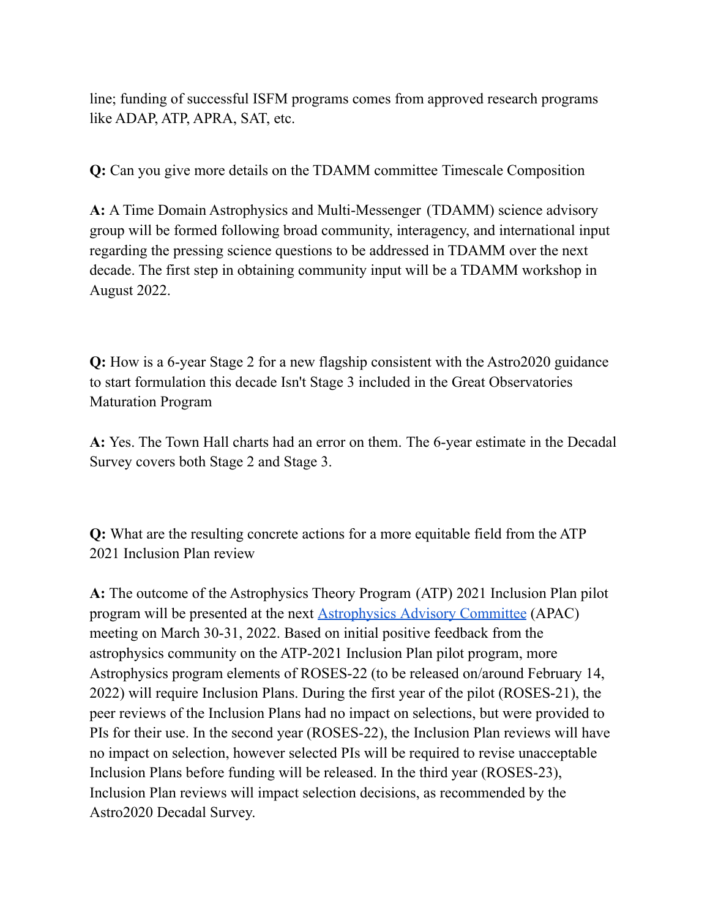line; funding of successful ISFM programs comes from approved research programs like ADAP, ATP, APRA, SAT, etc.

**Q:** Can you give more details on the TDAMM committee Timescale Composition

**A:** A Time Domain Astrophysics and Multi-Messenger (TDAMM) science advisory group will be formed following broad community, interagency, and international input regarding the pressing science questions to be addressed in TDAMM over the next decade. The first step in obtaining community input will be a TDAMM workshop in August 2022.

**Q:** How is a 6-year Stage 2 for a new flagship consistent with the Astro2020 guidance to start formulation this decade Isn't Stage 3 included in the Great Observatories Maturation Program

**A:** Yes. The Town Hall charts had an error on them. The 6-year estimate in the Decadal Survey covers both Stage 2 and Stage 3.

**Q:** What are the resulting concrete actions for a more equitable field from the ATP 2021 Inclusion Plan review

**A:** The outcome of the Astrophysics Theory Program (ATP) 2021 Inclusion Plan pilot program will be presented at the next [Astrophysics Advisory Committee](#) (APAC) meeting on March 30-31, 2022. Based on initial positive feedback from the astrophysics community on the ATP-2021 Inclusion Plan pilot program, more Astrophysics program elements of ROSES-22 (to be released on/around February 14, 2022) will require Inclusion Plans. During the first year of the pilot (ROSES-21), the peer reviews of the Inclusion Plans had no impact on selections, but were provided to PIs for their use. In the second year (ROSES-22), the Inclusion Plan reviews will have no impact on selection, however selected PIs will be required to revise unacceptable Inclusion Plans before funding will be released. In the third year (ROSES-23), Inclusion Plan reviews will impact selection decisions, as recommended by the Astro2020 Decadal Survey.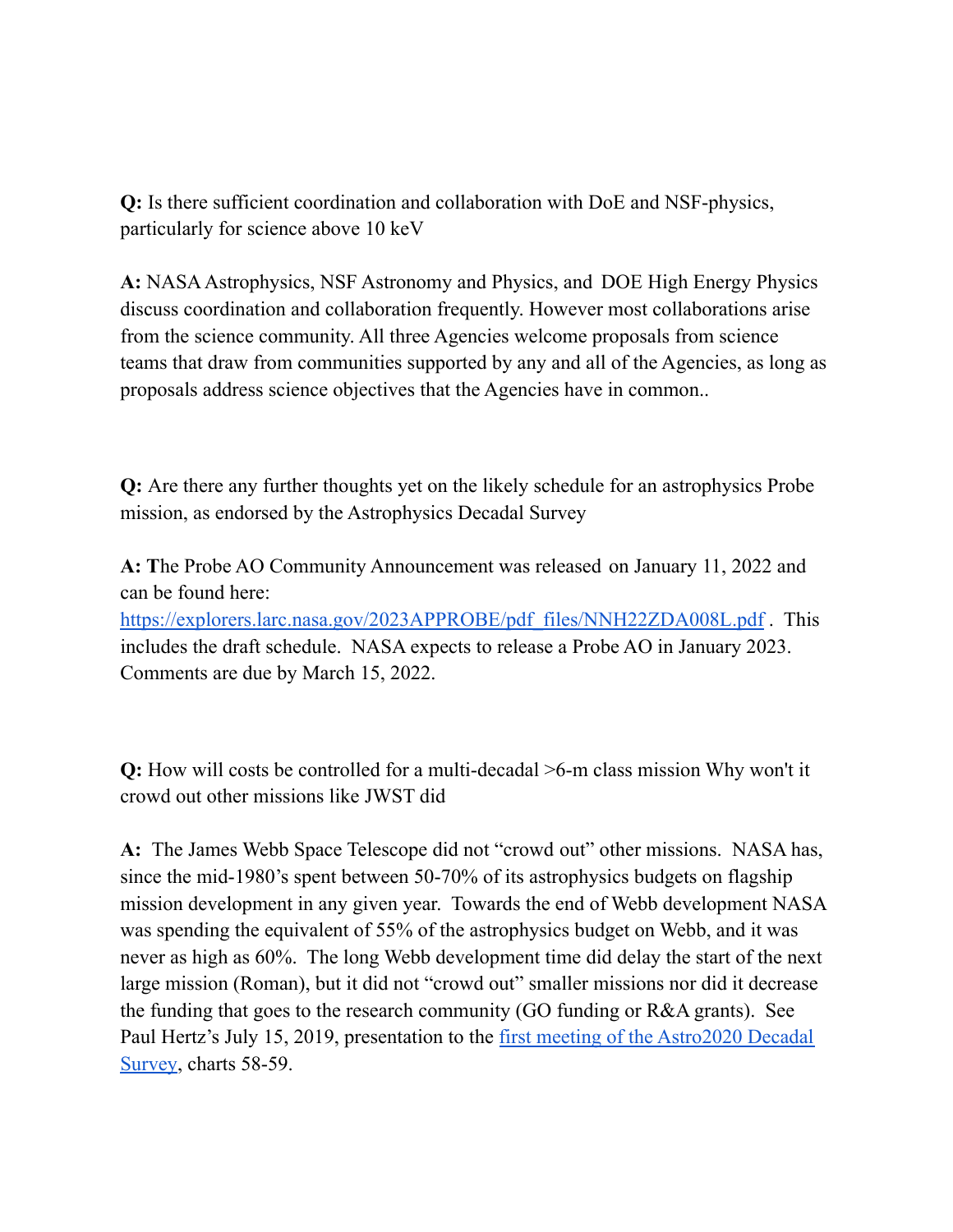**Q:** Is there sufficient coordination and collaboration with DoE and NSF-physics, particularly for science above 10 keV

**A:** NASA Astrophysics, NSF Astronomy and Physics, and DOE High Energy Physics discuss coordination and collaboration frequently. However most collaborations arise from the science community. All three Agencies welcome proposals from science teams that draw from communities supported by any and all of the Agencies, as long as proposals address science objectives that the Agencies have in common..

**Q:** Are there any further thoughts yet on the likely schedule for an astrophysics Probe mission, as endorsed by the Astrophysics Decadal Survey

**A:** **T**he Probe AO Community Announcement was released on January 11, 2022 and can be found here: [https://explorers.larc.nasa.gov/2023APPROBE/pdf_files/NNH22ZDA008L.pdf](https://explorers.larc.nasa.gov/2023APPROBE/pdf_files/NNH22ZDA008L.pdf) . This includes the draft schedule. NASA expects to release a Probe AO in January 2023. Comments are due by March 15, 2022.

**Q:** How will costs be controlled for a multi-decadal >6-m class mission Why won't it crowd out other missions like JWST did

**A:** The James Webb Space Telescope did not "crowd out" other missions. NASA has, since the mid-1980's spent between 50-70% of its astrophysics budgets on flagship mission development in any given year. Towards the end of Webb development NASA was spending the equivalent of 55% of the astrophysics budget on Webb, and it was never as high as 60%. The long Webb development time did delay the start of the next large mission (Roman), but it did not "crowd out" smaller missions nor did it decrease the funding that goes to the research community (GO funding or R&A grants). See Paul Hertz's July 15, 2019, presentation to the first meeting of the Astro2020 Decadal Survey, charts 58-59.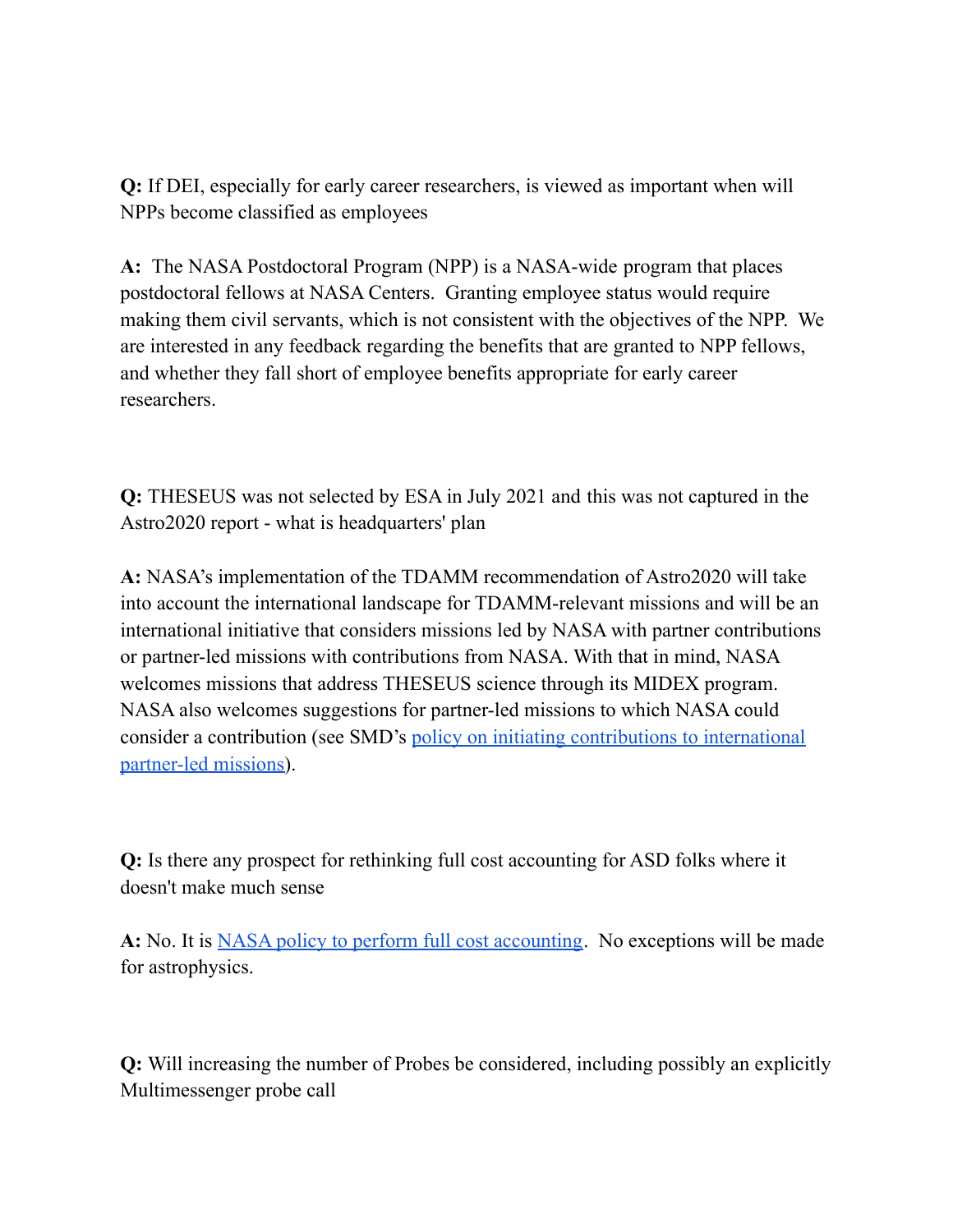**Q:** If DEI, especially for early career researchers, is viewed as important when will NPPs become classified as employees

**A:** The NASA Postdoctoral Program (NPP) is a NASA-wide program that places postdoctoral fellows at NASA Centers. Granting employee status would require making them civil servants, which is not consistent with the objectives of the NPP. We are interested in any feedback regarding the benefits that are granted to NPP fellows, and whether they fall short of employee benefits appropriate for early career researchers.

**Q:** THESEUS was not selected by ESA in July 2021 and this was not captured in the Astro2020 report - what is headquarters' plan

**A:** NASA's implementation of the TDAMM recommendation of Astro2020 will take into account the international landscape for TDAMM-relevant missions and will be an international initiative that considers missions led by NASA with partner contributions or partner-led missions with contributions from NASA. With that in mind, NASA welcomes missions that address THESEUS science through its MIDEX program. NASA also welcomes suggestions for partner-led missions to which NASA could consider a contribution (see SMD's policy on initiating contributions to international partner-led missions).

**Q:** Is there any prospect for rethinking full cost accounting for ASD folks where it doesn't make much sense

**A:** No. It is NASA policy to perform full cost accounting. No exceptions will be made for astrophysics.

**Q:** Will increasing the number of Probes be considered, including possibly an explicitly Multimessenger probe call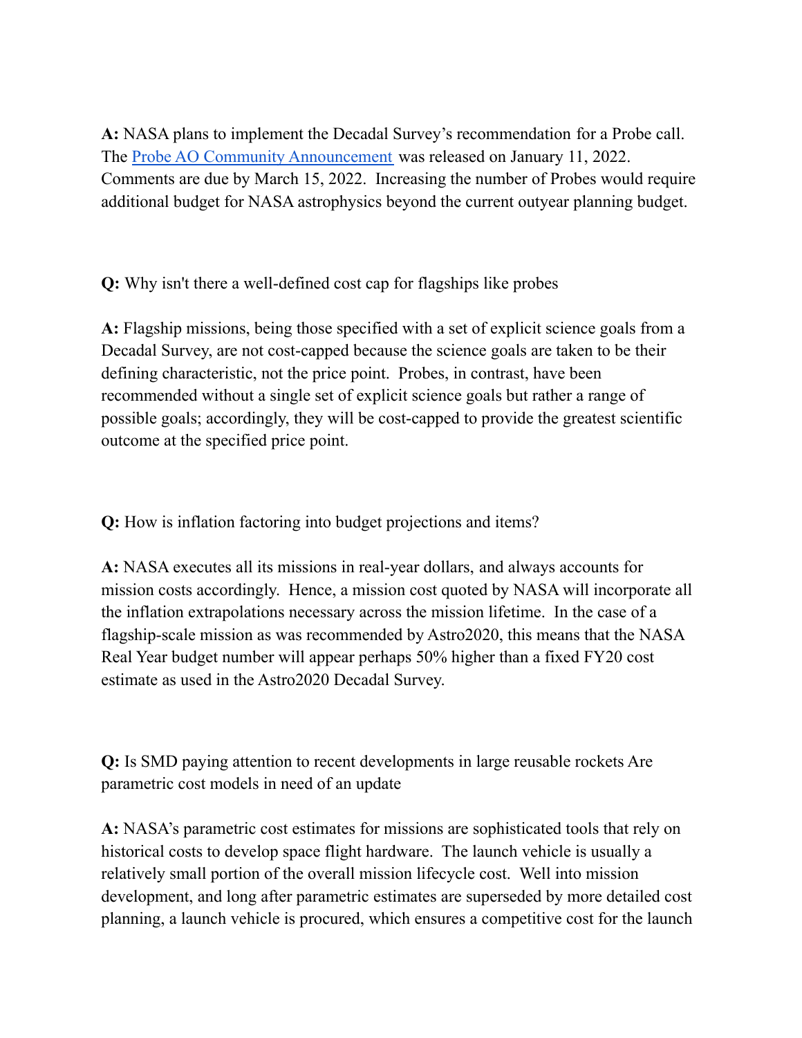**A:** NASA plans to implement the Decadal Survey's recommendation for a Probe call. The [Probe AO Community Announcement](#) was released on January 11, 2022. Comments are due by March 15, 2022. Increasing the number of Probes would require additional budget for NASA astrophysics beyond the current outyear planning budget.

**Q:** Why isn't there a well-defined cost cap for flagships like probes

**A:** Flagship missions, being those specified with a set of explicit science goals from a Decadal Survey, are not cost-capped because the science goals are taken to be their defining characteristic, not the price point. Probes, in contrast, have been recommended without a single set of explicit science goals but rather a range of possible goals; accordingly, they will be cost-capped to provide the greatest scientific outcome at the specified price point.

**Q:** How is inflation factoring into budget projections and items?

**A:** NASA executes all its missions in real-year dollars, and always accounts for mission costs accordingly. Hence, a mission cost quoted by NASA will incorporate all the inflation extrapolations necessary across the mission lifetime. In the case of a flagship-scale mission as was recommended by Astro2020, this means that the NASA Real Year budget number will appear perhaps 50% higher than a fixed FY20 cost estimate as used in the Astro2020 Decadal Survey.

**Q:** Is SMD paying attention to recent developments in large reusable rockets Are parametric cost models in need of an update

**A:** NASA's parametric cost estimates for missions are sophisticated tools that rely on historical costs to develop space flight hardware. The launch vehicle is usually a relatively small portion of the overall mission lifecycle cost. Well into mission development, and long after parametric estimates are superseded by more detailed cost planning, a launch vehicle is procured, which ensures a competitive cost for the launch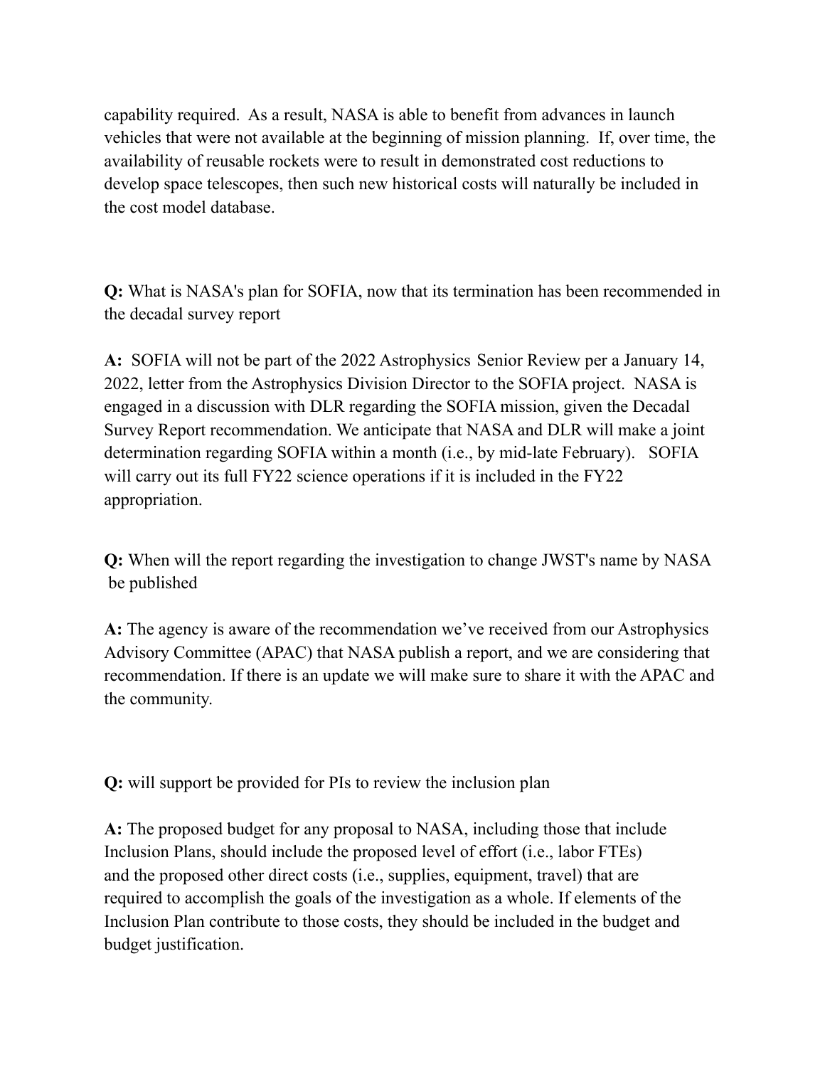capability required.  As a result, NASA is able to benefit from advances in launch vehicles that were not available at the beginning of mission planning.  If, over time, the availability of reusable rockets were to result in demonstrated cost reductions to develop space telescopes, then such new historical costs will naturally be included in the cost model database.

**Q:** What is NASA's plan for SOFIA, now that its termination has been recommended in the decadal survey report

**A:**  SOFIA will not be part of the 2022 Astrophysics Senior Review per a January 14, 2022, letter from the Astrophysics Division Director to the SOFIA project.  NASA is engaged in a discussion with DLR regarding the SOFIA mission, given the Decadal Survey Report recommendation. We anticipate that NASA and DLR will make a joint determination regarding SOFIA within a month (i.e., by mid-late February).   SOFIA will carry out its full FY22 science operations if it is included in the FY22 appropriation.

**Q:** When will the report regarding the investigation to change JWST's name by NASA be published

**A:** The agency is aware of the recommendation we've received from our Astrophysics Advisory Committee (APAC) that NASA publish a report, and we are considering that recommendation. If there is an update we will make sure to share it with the APAC and the community.

**Q:** will support be provided for PIs to review the inclusion plan

**A:** The proposed budget for any proposal to NASA, including those that include Inclusion Plans, should include the proposed level of effort (i.e., labor FTEs) and the proposed other direct costs (i.e., supplies, equipment, travel) that are required to accomplish the goals of the investigation as a whole. If elements of the Inclusion Plan contribute to those costs, they should be included in the budget and budget justification.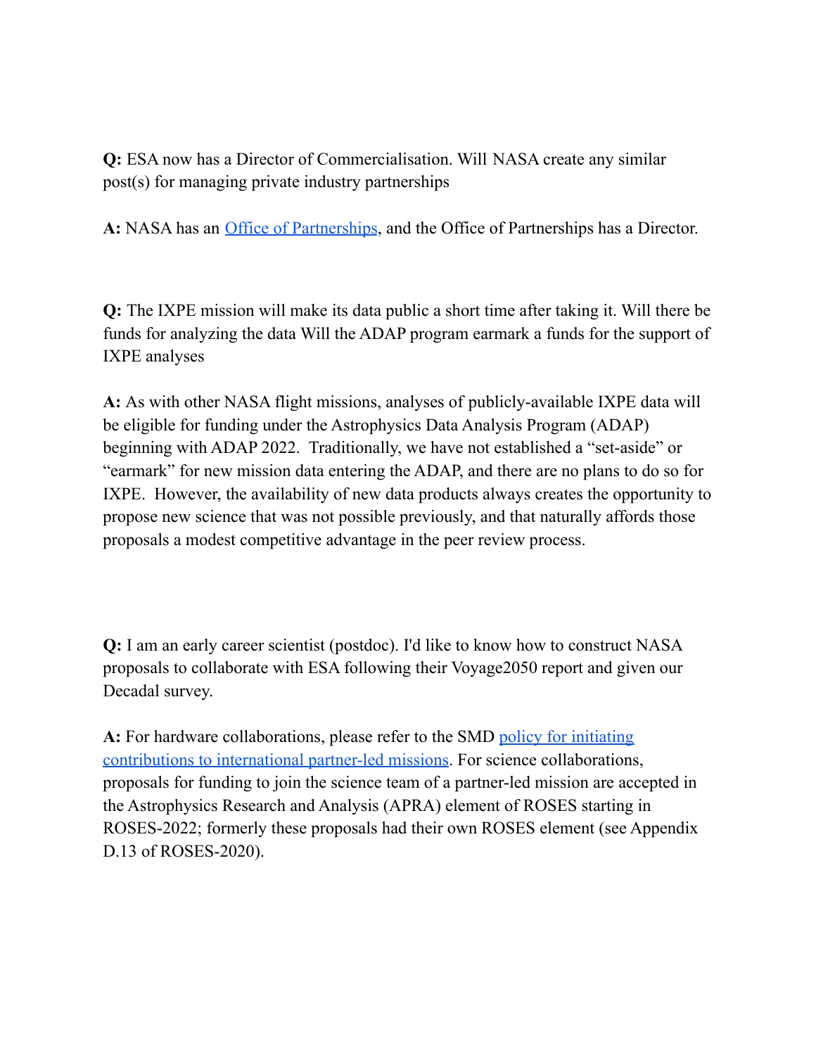**Q:** ESA now has a Director of Commercialisation. Will NASA create any similar post(s) for managing private industry partnerships

**A:** NASA has an Office of Partnerships, and the Office of Partnerships has a Director.

**Q:** The IXPE mission will make its data public a short time after taking it. Will there be funds for analyzing the data Will the ADAP program earmark a funds for the support of IXPE analyses

**A:** As with other NASA flight missions, analyses of publicly-available IXPE data will be eligible for funding under the Astrophysics Data Analysis Program (ADAP) beginning with ADAP 2022. Traditionally, we have not established a "set-aside" or "earmark" for new mission data entering the ADAP, and there are no plans to do so for IXPE. However, the availability of new data products always creates the opportunity to propose new science that was not possible previously, and that naturally affords those proposals a modest competitive advantage in the peer review process.

**Q:** I am an early career scientist (postdoc). I'd like to know how to construct NASA proposals to collaborate with ESA following their Voyage2050 report and given our Decadal survey.

**A:** For hardware collaborations, please refer to the SMD policy for initiating contributions to international partner-led missions. For science collaborations, proposals for funding to join the science team of a partner-led mission are accepted in the Astrophysics Research and Analysis (APRA) element of ROSES starting in ROSES-2022; formerly these proposals had their own ROSES element (see Appendix D.13 of ROSES-2020).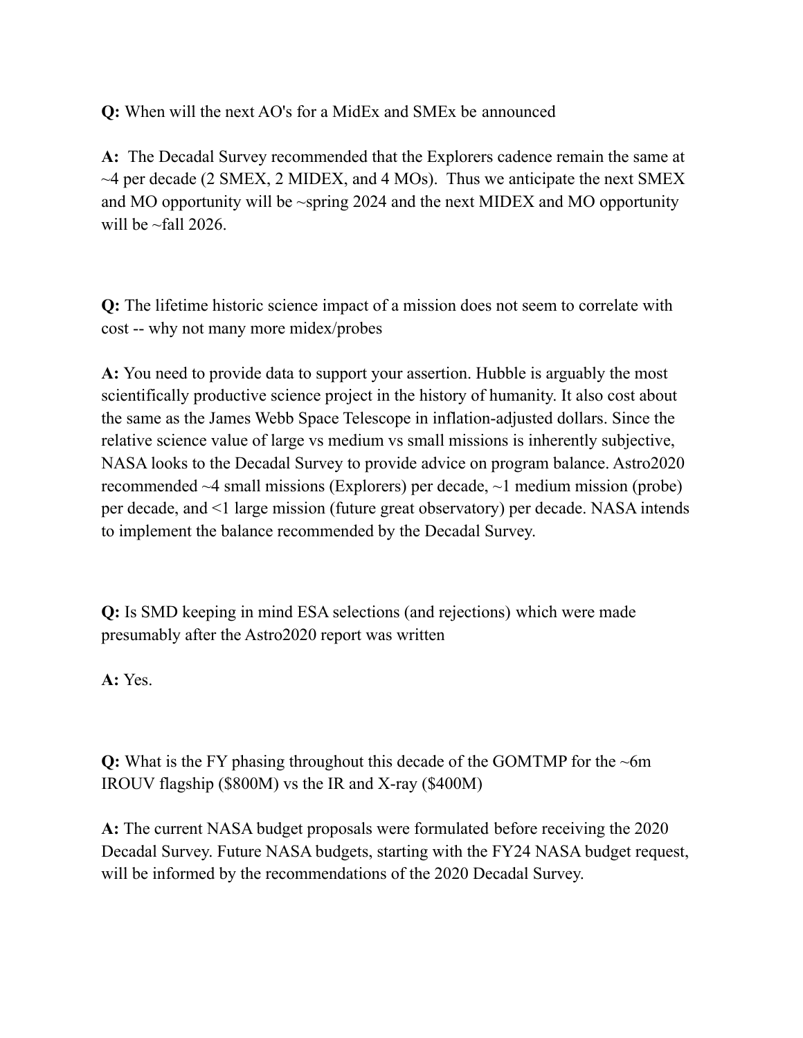**Q:** When will the next AO's for a MidEx and SMEx be announced

**A:** The Decadal Survey recommended that the Explorers cadence remain the same at ~4 per decade (2 SMEX, 2 MIDEX, and 4 MOs). Thus we anticipate the next SMEX and MO opportunity will be ~spring 2024 and the next MIDEX and MO opportunity will be ~fall 2026.

**Q:** The lifetime historic science impact of a mission does not seem to correlate with cost -- why not many more midex/probes

**A:** You need to provide data to support your assertion. Hubble is arguably the most scientifically productive science project in the history of humanity. It also cost about the same as the James Webb Space Telescope in inflation-adjusted dollars. Since the relative science value of large vs medium vs small missions is inherently subjective, NASA looks to the Decadal Survey to provide advice on program balance. Astro2020 recommended ~4 small missions (Explorers) per decade, ~1 medium mission (probe) per decade, and <1 large mission (future great observatory) per decade. NASA intends to implement the balance recommended by the Decadal Survey.

**Q:** Is SMD keeping in mind ESA selections (and rejections) which were made presumably after the Astro2020 report was written

**A:** Yes.

**Q:** What is the FY phasing throughout this decade of the GOMTMP for the ~6m IROUV flagship ($800M) vs the IR and X-ray ($400M)

**A:** The current NASA budget proposals were formulated before receiving the 2020 Decadal Survey. Future NASA budgets, starting with the FY24 NASA budget request, will be informed by the recommendations of the 2020 Decadal Survey.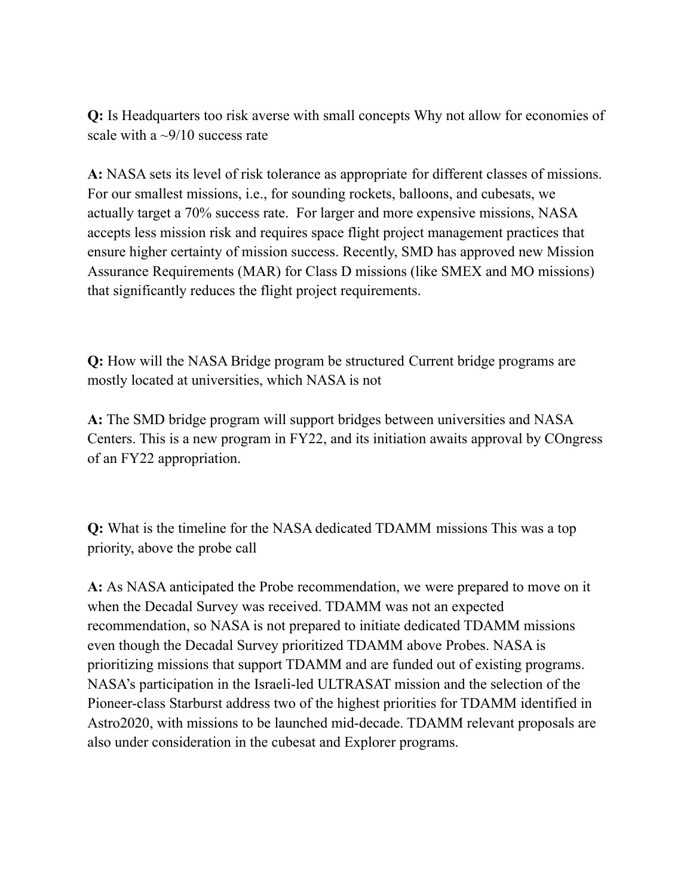**Q:** Is Headquarters too risk averse with small concepts Why not allow for economies of scale with a ~9/10 success rate

**A:** NASA sets its level of risk tolerance as appropriate for different classes of missions. For our smallest missions, i.e., for sounding rockets, balloons, and cubesats, we actually target a 70% success rate. For larger and more expensive missions, NASA accepts less mission risk and requires space flight project management practices that ensure higher certainty of mission success. Recently, SMD has approved new Mission Assurance Requirements (MAR) for Class D missions (like SMEX and MO missions) that significantly reduces the flight project requirements.

**Q:** How will the NASA Bridge program be structured Current bridge programs are mostly located at universities, which NASA is not

**A:** The SMD bridge program will support bridges between universities and NASA Centers. This is a new program in FY22, and its initiation awaits approval by COngress of an FY22 appropriation.

**Q:** What is the timeline for the NASA dedicated TDAMM missions This was a top priority, above the probe call

**A:** As NASA anticipated the Probe recommendation, we were prepared to move on it when the Decadal Survey was received. TDAMM was not an expected recommendation, so NASA is not prepared to initiate dedicated TDAMM missions even though the Decadal Survey prioritized TDAMM above Probes. NASA is prioritizing missions that support TDAMM and are funded out of existing programs. NASA's participation in the Israeli-led ULTRASAT mission and the selection of the Pioneer-class Starburst address two of the highest priorities for TDAMM identified in Astro2020, with missions to be launched mid-decade. TDAMM relevant proposals are also under consideration in the cubesat and Explorer programs.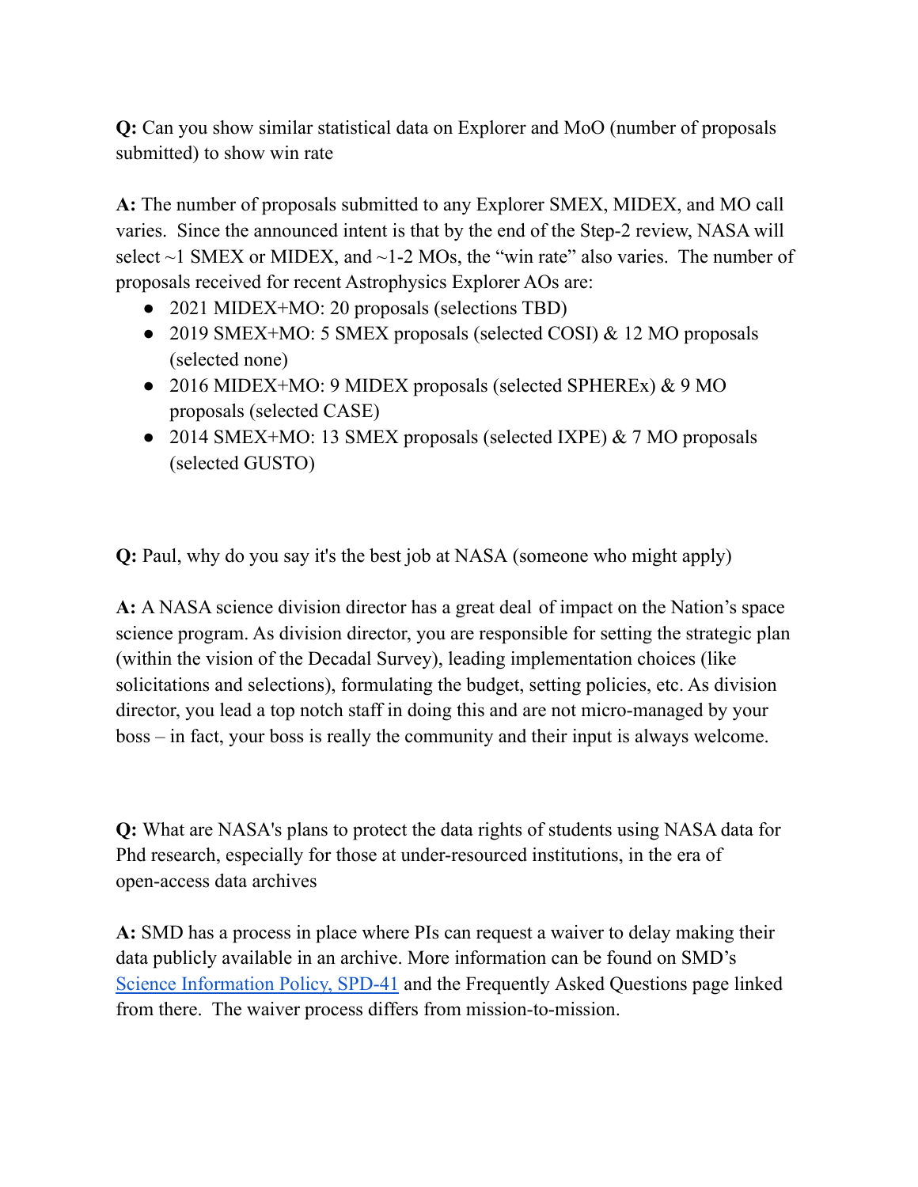**Q:** Can you show similar statistical data on Explorer and MoO (number of proposals submitted) to show win rate

**A:** The number of proposals submitted to any Explorer SMEX, MIDEX, and MO call varies. Since the announced intent is that by the end of the Step-2 review, NASA will select ~1 SMEX or MIDEX, and ~1-2 MOs, the "win rate" also varies. The number of proposals received for recent Astrophysics Explorer AOs are:

- 2021 MIDEX+MO: 20 proposals (selections TBD)
- 2019 SMEX+MO: 5 SMEX proposals (selected COSI) & 12 MO proposals (selected none)
- 2016 MIDEX+MO: 9 MIDEX proposals (selected SPHEREx) & 9 MO proposals (selected CASE)
- 2014 SMEX+MO: 13 SMEX proposals (selected IXPE) & 7 MO proposals (selected GUSTO)

**Q:** Paul, why do you say it's the best job at NASA (someone who might apply)

**A:** A NASA science division director has a great deal of impact on the Nation's space science program. As division director, you are responsible for setting the strategic plan (within the vision of the Decadal Survey), leading implementation choices (like solicitations and selections), formulating the budget, setting policies, etc. As division director, you lead a top notch staff in doing this and are not micro-managed by your boss – in fact, your boss is really the community and their input is always welcome.

**Q:** What are NASA's plans to protect the data rights of students using NASA data for Phd research, especially for those at under-resourced institutions, in the era of open-access data archives

**A:** SMD has a process in place where PIs can request a waiver to delay making their data publicly available in an archive. More information can be found on SMD's Science Information Policy, SPD-41 and the Frequently Asked Questions page linked from there. The waiver process differs from mission-to-mission.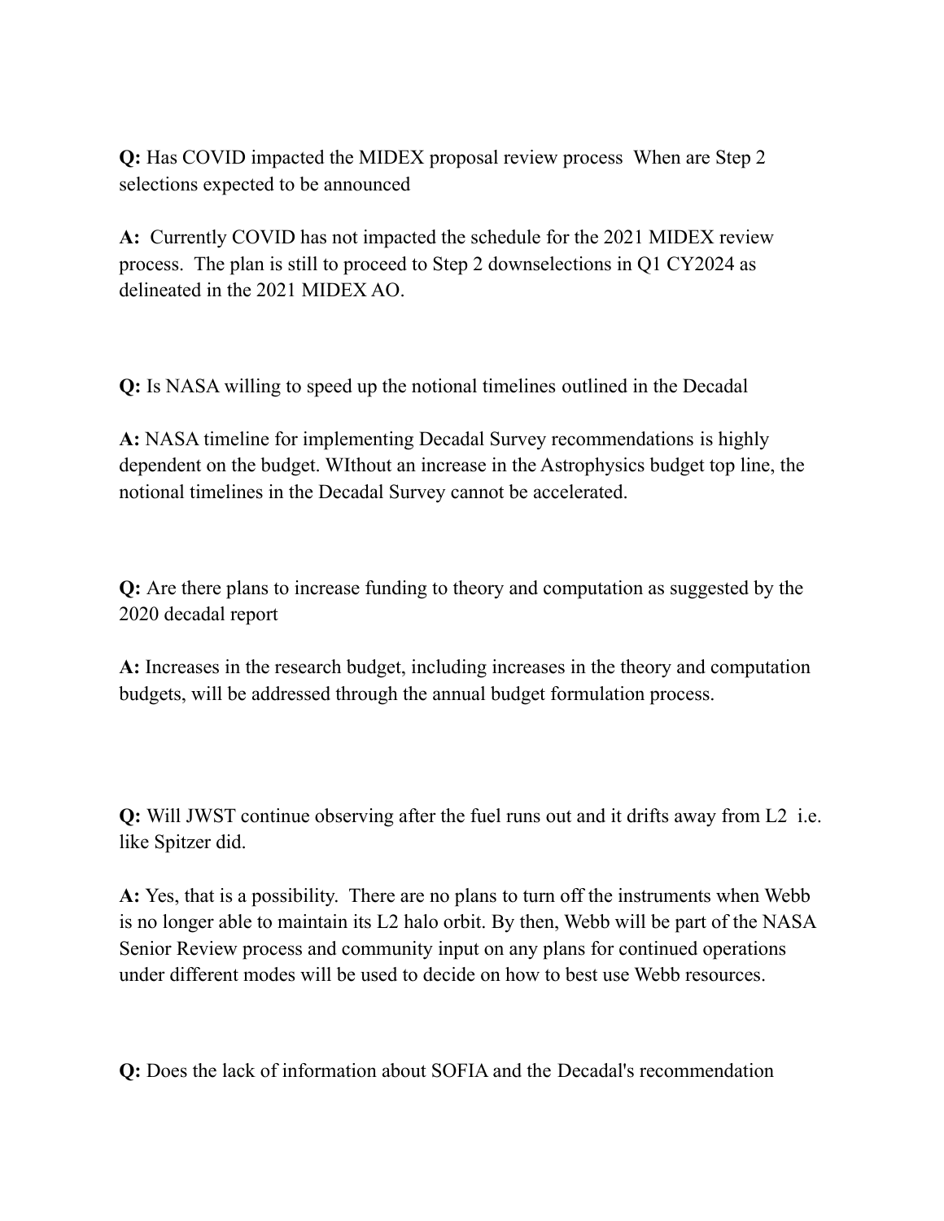**Q:** Has COVID impacted the MIDEX proposal review process  When are Step 2 selections expected to be announced

**A:**  Currently COVID has not impacted the schedule for the 2021 MIDEX review process.  The plan is still to proceed to Step 2 downselections in Q1 CY2024 as delineated in the 2021 MIDEX AO.

**Q:** Is NASA willing to speed up the notional timelines outlined in the Decadal

**A:** NASA timeline for implementing Decadal Survey recommendations is highly dependent on the budget. WIthout an increase in the Astrophysics budget top line, the notional timelines in the Decadal Survey cannot be accelerated.

**Q:** Are there plans to increase funding to theory and computation as suggested by the 2020 decadal report

**A:** Increases in the research budget, including increases in the theory and computation budgets, will be addressed through the annual budget formulation process.

**Q:** Will JWST continue observing after the fuel runs out and it drifts away from L2  i.e. like Spitzer did.

**A:** Yes, that is a possibility.  There are no plans to turn off the instruments when Webb is no longer able to maintain its L2 halo orbit. By then, Webb will be part of the NASA Senior Review process and community input on any plans for continued operations under different modes will be used to decide on how to best use Webb resources.

**Q:** Does the lack of information about SOFIA and the Decadal's recommendation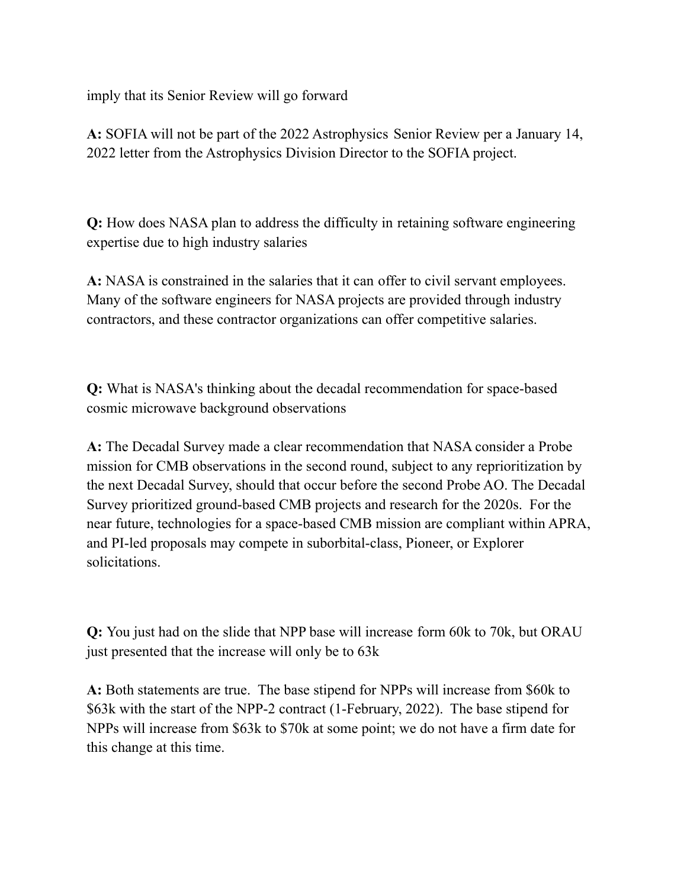imply that its Senior Review will go forward

**A:** SOFIA will not be part of the 2022 Astrophysics Senior Review per a January 14, 2022 letter from the Astrophysics Division Director to the SOFIA project.

**Q:** How does NASA plan to address the difficulty in retaining software engineering expertise due to high industry salaries

**A:** NASA is constrained in the salaries that it can offer to civil servant employees. Many of the software engineers for NASA projects are provided through industry contractors, and these contractor organizations can offer competitive salaries.

**Q:** What is NASA's thinking about the decadal recommendation for space-based cosmic microwave background observations

**A:** The Decadal Survey made a clear recommendation that NASA consider a Probe mission for CMB observations in the second round, subject to any reprioritization by the next Decadal Survey, should that occur before the second Probe AO. The Decadal Survey prioritized ground-based CMB projects and research for the 2020s. For the near future, technologies for a space-based CMB mission are compliant within APRA, and PI-led proposals may compete in suborbital-class, Pioneer, or Explorer solicitations.

**Q:** You just had on the slide that NPP base will increase form 60k to 70k, but ORAU just presented that the increase will only be to 63k

**A:** Both statements are true. The base stipend for NPPs will increase from $60k to $63k with the start of the NPP-2 contract (1-February, 2022). The base stipend for NPPs will increase from $63k to $70k at some point; we do not have a firm date for this change at this time.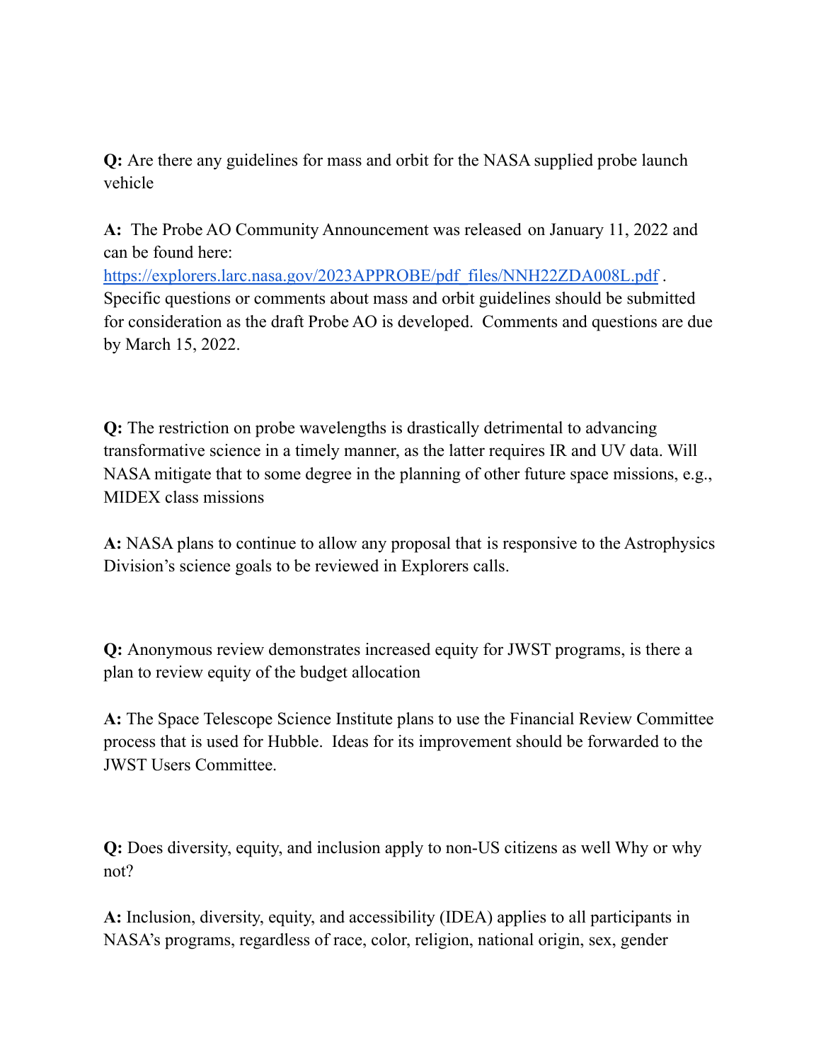**Q:** Are there any guidelines for mass and orbit for the NASA supplied probe launch vehicle

**A:** The Probe AO Community Announcement was released on January 11, 2022 and can be found here: [https://explorers.larc.nasa.gov/2023APPROBE/pdf_files/NNH22ZDA008L.pdf](https://explorers.larc.nasa.gov/2023APPROBE/pdf_files/NNH22ZDA008L.pdf) . Specific questions or comments about mass and orbit guidelines should be submitted for consideration as the draft Probe AO is developed. Comments and questions are due by March 15, 2022.

**Q:** The restriction on probe wavelengths is drastically detrimental to advancing transformative science in a timely manner, as the latter requires IR and UV data. Will NASA mitigate that to some degree in the planning of other future space missions, e.g., MIDEX class missions

**A:** NASA plans to continue to allow any proposal that is responsive to the Astrophysics Division's science goals to be reviewed in Explorers calls.

**Q:** Anonymous review demonstrates increased equity for JWST programs, is there a plan to review equity of the budget allocation

**A:** The Space Telescope Science Institute plans to use the Financial Review Committee process that is used for Hubble. Ideas for its improvement should be forwarded to the JWST Users Committee.

**Q:** Does diversity, equity, and inclusion apply to non-US citizens as well Why or why not?

**A:** Inclusion, diversity, equity, and accessibility (IDEA) applies to all participants in NASA's programs, regardless of race, color, religion, national origin, sex, gender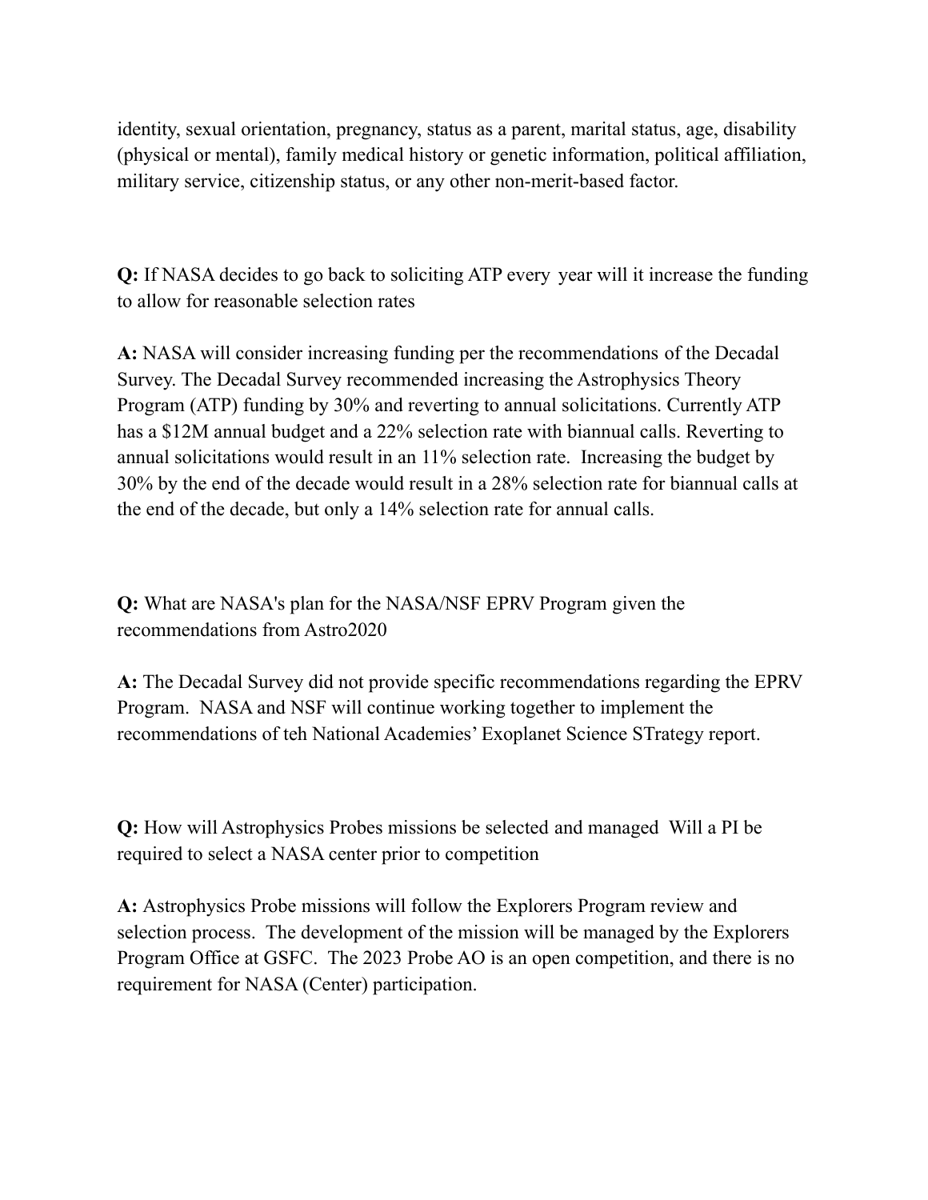identity, sexual orientation, pregnancy, status as a parent, marital status, age, disability (physical or mental), family medical history or genetic information, political affiliation, military service, citizenship status, or any other non-merit-based factor.

**Q:** If NASA decides to go back to soliciting ATP every  year will it increase the funding to allow for reasonable selection rates

**A:** NASA will consider increasing funding per the recommendations of the Decadal Survey. The Decadal Survey recommended increasing the Astrophysics Theory Program (ATP) funding by 30% and reverting to annual solicitations. Currently ATP has a $12M annual budget and a 22% selection rate with biannual calls. Reverting to annual solicitations would result in an 11% selection rate.  Increasing the budget by 30% by the end of the decade would result in a 28% selection rate for biannual calls at the end of the decade, but only a 14% selection rate for annual calls.

**Q:** What are NASA's plan for the NASA/NSF EPRV Program given the recommendations from Astro2020

**A:** The Decadal Survey did not provide specific recommendations regarding the EPRV Program.  NASA and NSF will continue working together to implement the recommendations of teh National Academies' Exoplanet Science STrategy report.

**Q:** How will Astrophysics Probes missions be selected and managed  Will a PI be required to select a NASA center prior to competition

**A:** Astrophysics Probe missions will follow the Explorers Program review and selection process.  The development of the mission will be managed by the Explorers Program Office at GSFC.  The 2023 Probe AO is an open competition, and there is no requirement for NASA (Center) participation.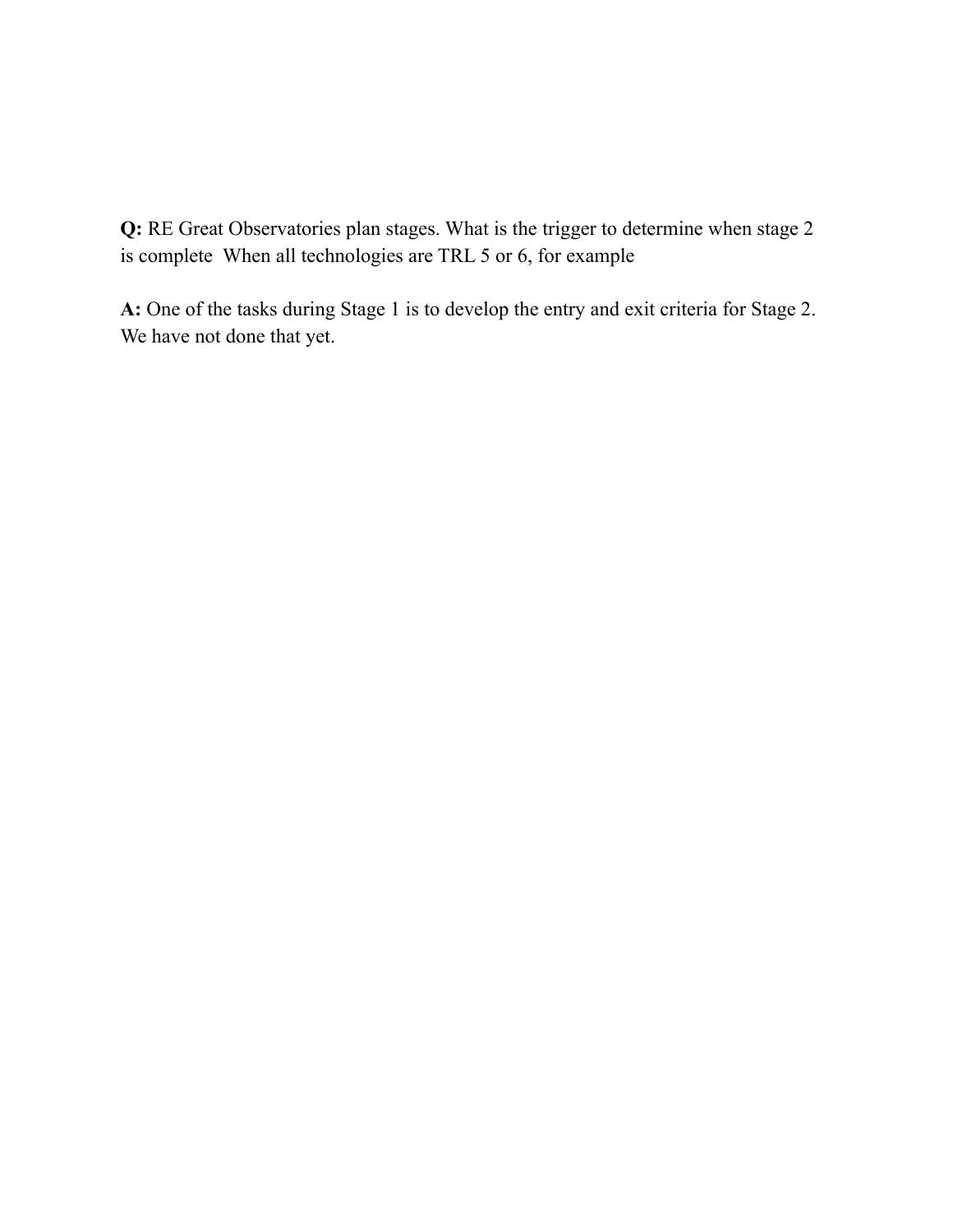**Q:** RE Great Observatories plan stages. What is the trigger to determine when stage 2 is complete  When all technologies are TRL 5 or 6, for example

**A:** One of the tasks during Stage 1 is to develop the entry and exit criteria for Stage 2. We have not done that yet.